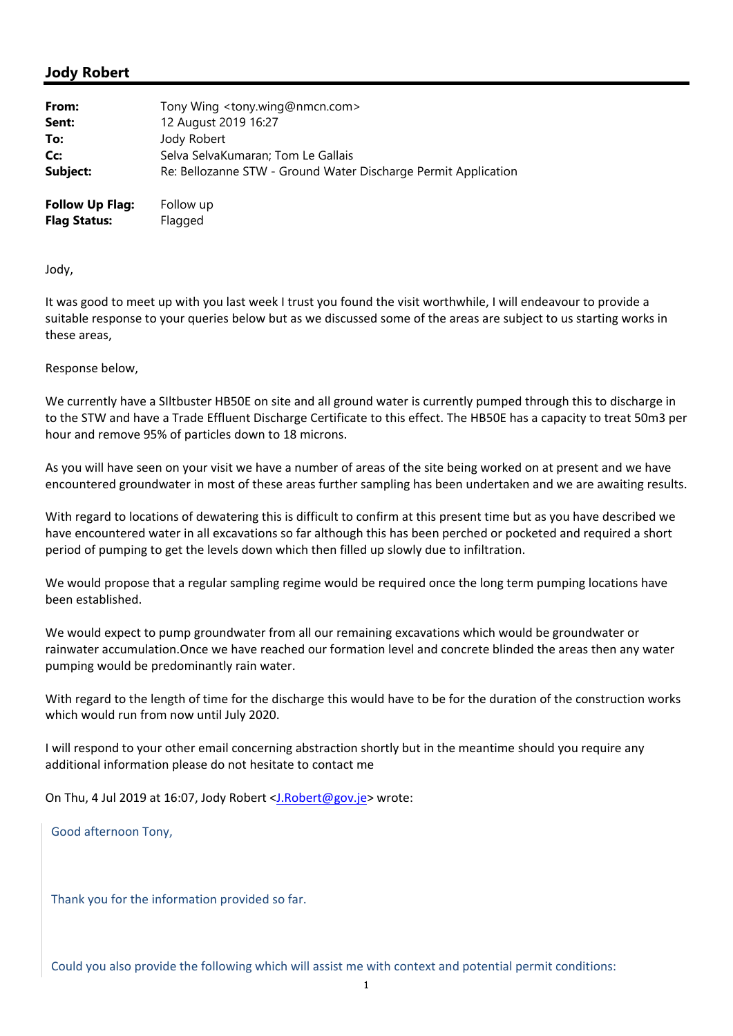## Jody Robert

| | |
|---|---|
| **From:** | Tony Wing <tony.wing@nmcn.com> |
| **Sent:** | 12 August 2019 16:27 |
| **To:** | Jody Robert |
| **Cc:** | Selva SelvaKumaran; Tom Le Gallais |
| **Subject:** | Re: Bellozanne STW - Ground Water Discharge Permit Application |

**Follow Up Flag:** Follow up
**Flag Status:** Flagged

Jody,

It was good to meet up with you last week I trust you found the visit worthwhile, I will endeavour to provide a suitable response to your queries below but as we discussed some of the areas are subject to us starting works in these areas,

Response below,

We currently have a SIltbuster HB50E on site and all ground water is currently pumped through this to discharge in to the STW and have a Trade Effluent Discharge Certificate to this effect. The HB50E has a capacity to treat 50m3 per hour and remove 95% of particles down to 18 microns.

As you will have seen on your visit we have a number of areas of the site being worked on at present and we have encountered groundwater in most of these areas further sampling has been undertaken and we are awaiting results.

With regard to locations of dewatering this is difficult to confirm at this present time but as you have described we have encountered water in all excavations so far although this has been perched or pocketed and required a short period of pumping to get the levels down which then filled up slowly due to infiltration.

We would propose that a regular sampling regime would be required once the long term pumping locations have been established.

We would expect to pump groundwater from all our remaining excavations which would be groundwater or rainwater accumulation.Once we have reached our formation level and concrete blinded the areas then any water pumping would be predominantly rain water.

With regard to the length of time for the discharge this would have to be for the duration of the construction works which would run from now until July 2020.

I will respond to your other email concerning abstraction shortly but in the meantime should you require any additional information please do not hesitate to contact me

On Thu, 4 Jul 2019 at 16:07, Jody Robert <J.Robert@gov.je> wrote:

> Good afternoon Tony,
>
> Thank you for the information provided so far.
>
> Could you also provide the following which will assist me with context and potential permit conditions: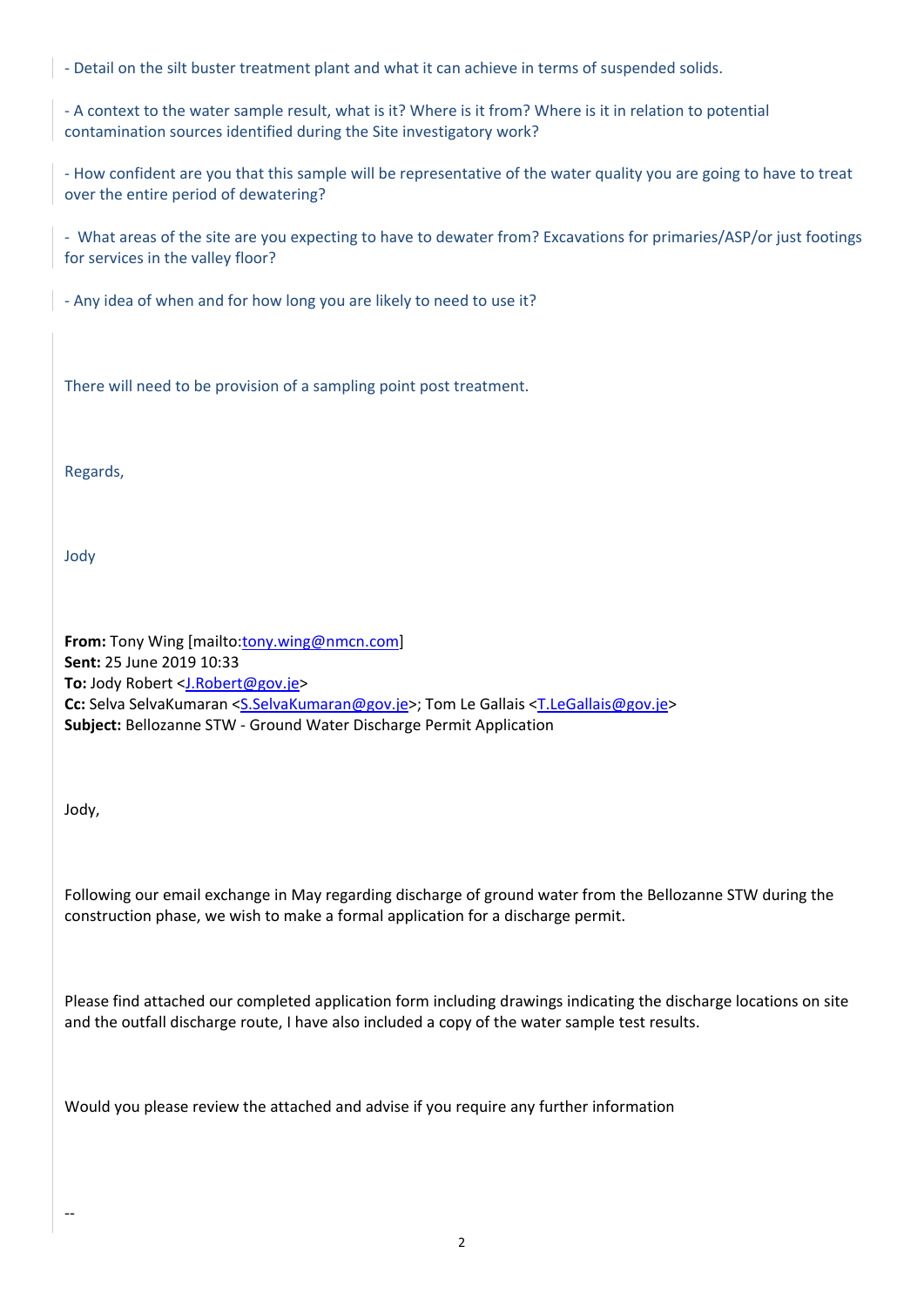- Detail on the silt buster treatment plant and what it can achieve in terms of suspended solids.

- A context to the water sample result, what is it? Where is it from? Where is it in relation to potential contamination sources identified during the Site investigatory work?

- How confident are you that this sample will be representative of the water quality you are going to have to treat over the entire period of dewatering?

- What areas of the site are you expecting to have to dewater from? Excavations for primaries/ASP/or just footings for services in the valley floor?

- Any idea of when and for how long you are likely to need to use it?

There will need to be provision of a sampling point post treatment.

Regards,

Jody

**From:** Tony Wing [mailto:tony.wing@nmcn.com]
**Sent:** 25 June 2019 10:33
**To:** Jody Robert <J.Robert@gov.je>
**Cc:** Selva SelvaKumaran <S.SelvaKumaran@gov.je>; Tom Le Gallais <T.LeGallais@gov.je>
**Subject:** Bellozanne STW - Ground Water Discharge Permit Application

Jody,

Following our email exchange in May regarding discharge of ground water from the Bellozanne STW during the construction phase, we wish to make a formal application for a discharge permit.

Please find attached our completed application form including drawings indicating the discharge locations on site and the outfall discharge route, I have also included a copy of the water sample test results.

Would you please review the attached and advise if you require any further information

--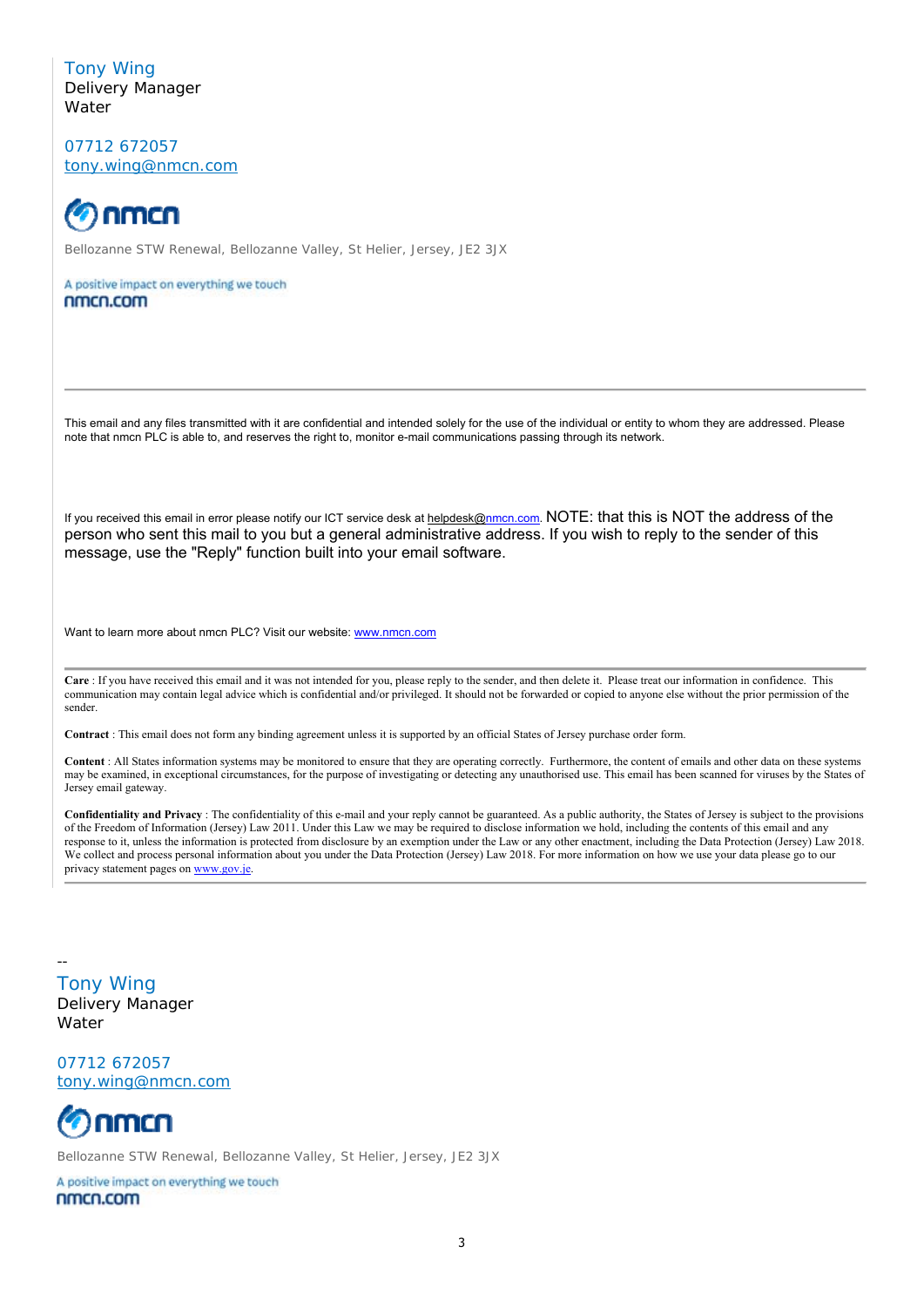Tony Wing
Delivery Manager
Water

07712 672057
tony.wing@nmcn.com

nmcn

Bellozanne STW Renewal, Bellozanne Valley, St Helier, Jersey, JE2 3JX

A positive impact on everything we touch
nmcn.com

---

This email and any files transmitted with it are confidential and intended solely for the use of the individual or entity to whom they are addressed. Please note that nmcn PLC is able to, and reserves the right to, monitor e-mail communications passing through its network.

If you received this email in error please notify our ICT service desk at helpdesk@nmcn.com. NOTE: that this is NOT the address of the person who sent this mail to you but a general administrative address. If you wish to reply to the sender of this message, use the "Reply" function built into your email software.

Want to learn more about nmcn PLC? Visit our website: www.nmcn.com

---

**Care** : If you have received this email and it was not intended for you, please reply to the sender, and then delete it. Please treat our information in confidence. This communication may contain legal advice which is confidential and/or privileged. It should not be forwarded or copied to anyone else without the prior permission of the sender.

**Contract** : This email does not form any binding agreement unless it is supported by an official States of Jersey purchase order form.

**Content** : All States information systems may be monitored to ensure that they are operating correctly. Furthermore, the content of emails and other data on these systems may be examined, in exceptional circumstances, for the purpose of investigating or detecting any unauthorised use. This email has been scanned for viruses by the States of Jersey email gateway.

**Confidentiality and Privacy** : The confidentiality of this e-mail and your reply cannot be guaranteed. As a public authority, the States of Jersey is subject to the provisions of the Freedom of Information (Jersey) Law 2011. Under this Law we may be required to disclose information we hold, including the contents of this email and any response to it, unless the information is protected from disclosure by an exemption under the Law or any other enactment, including the Data Protection (Jersey) Law 2018. We collect and process personal information about you under the Data Protection (Jersey) Law 2018. For more information on how we use your data please go to our privacy statement pages on www.gov.je.

---

--
Tony Wing
Delivery Manager
Water

07712 672057
tony.wing@nmcn.com

nmcn

Bellozanne STW Renewal, Bellozanne Valley, St Helier, Jersey, JE2 3JX

A positive impact on everything we touch
nmcn.com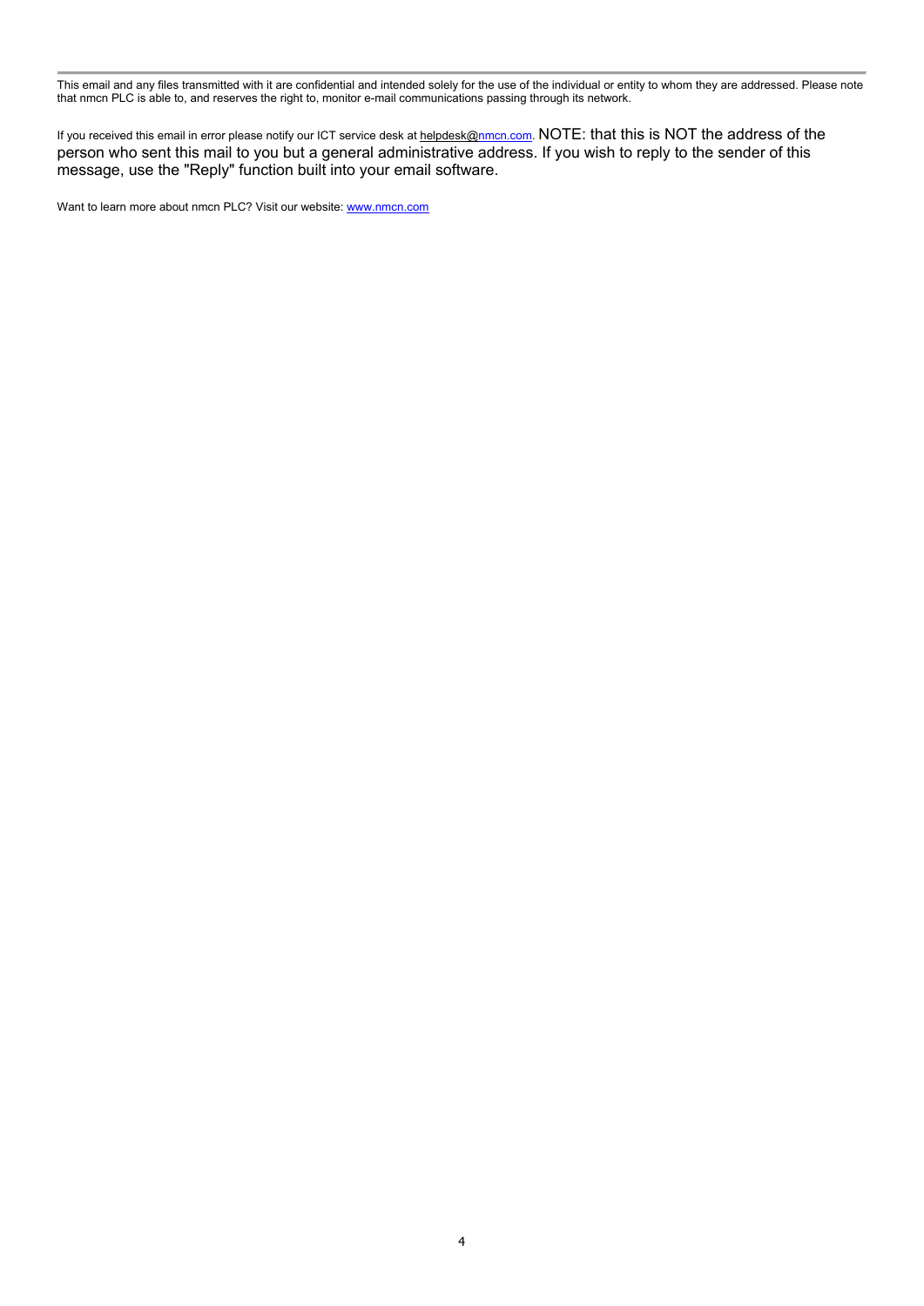---

This email and any files transmitted with it are confidential and intended solely for the use of the individual or entity to whom they are addressed. Please note that nmcn PLC is able to, and reserves the right to, monitor e-mail communications passing through its network.

If you received this email in error please notify our ICT service desk at helpdesk@nmcn.com. NOTE: that this is NOT the address of the person who sent this mail to you but a general administrative address. If you wish to reply to the sender of this message, use the "Reply" function built into your email software.

Want to learn more about nmcn PLC? Visit our website: www.nmcn.com